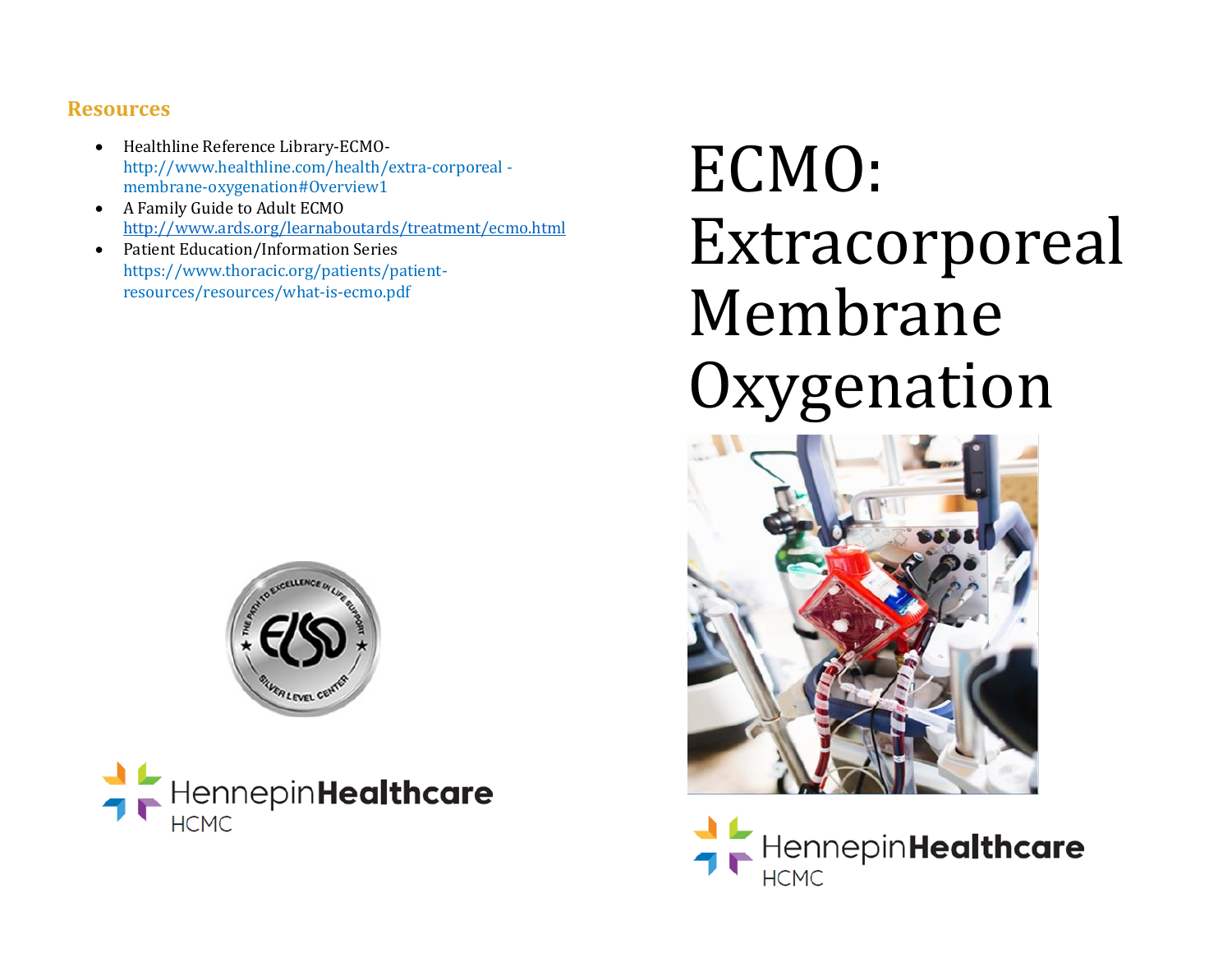## Resources

- Healthline Reference Library-ECMO- http://www.healthline.com/health/extra-corporeal -membrane-oxygenation#Overview1
- A Family Guide to Adult ECMO http://www.ards.org/learnaboutards/treatment/ecmo.html
- Patient Education/Information Series https://www.thoracic.org/patients/patient-resources/resources/what-is-ecmo.pdf

Hennepin Healthcare HCMC

# ECMO: Extracorporeal Membrane Oxygenation

Hennepin Healthcare HCMC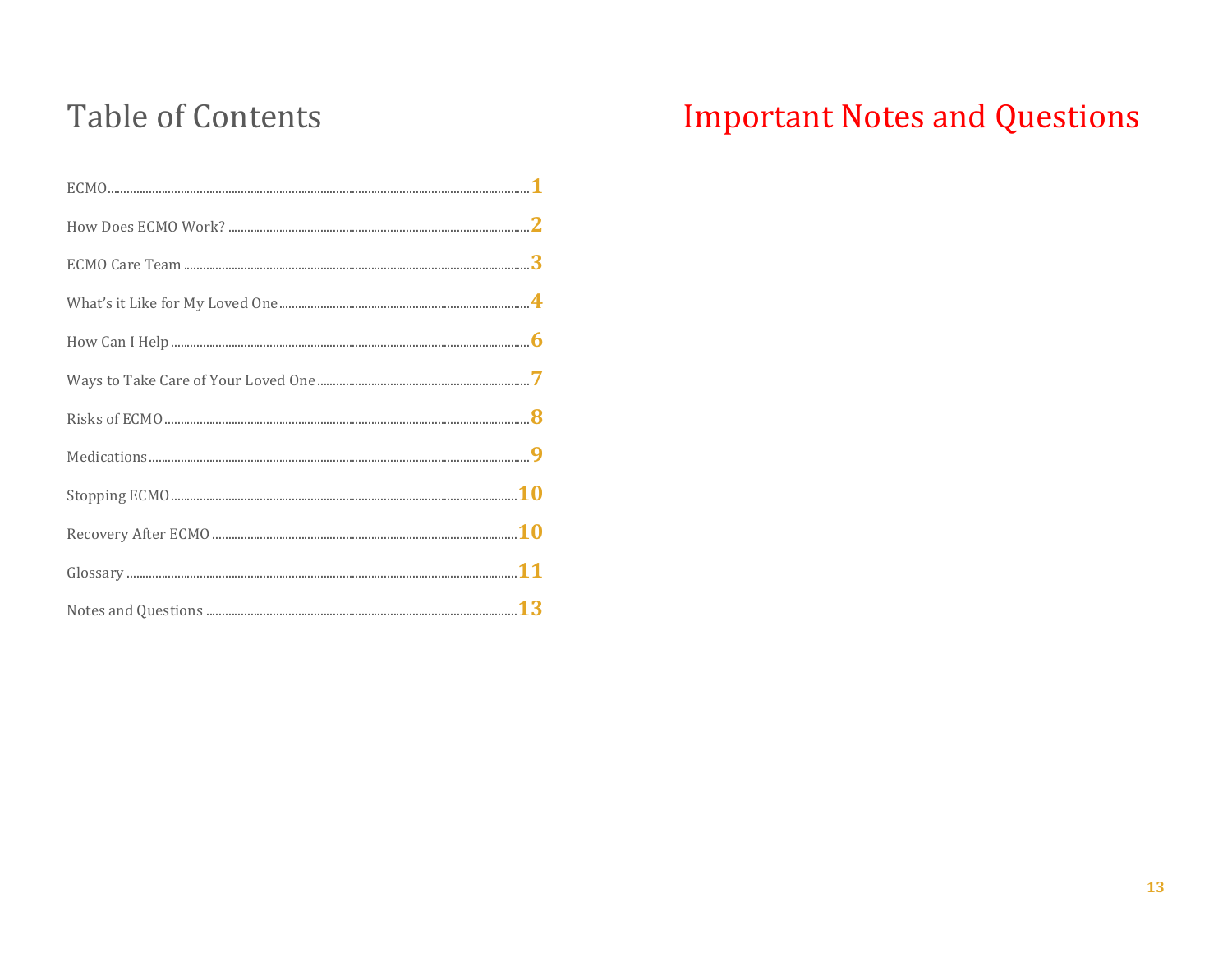# Table of Contents

| Section | Page |
| --- | --- |
| ECMO | 1 |
| How Does ECMO Work? | 2 |
| ECMO Care Team | 3 |
| What's it Like for My Loved One | 4 |
| How Can I Help | 6 |
| Ways to Take Care of Your Loved One | 7 |
| Risks of ECMO | 8 |
| Medications | 9 |
| Stopping ECMO | 10 |
| Recovery After ECMO | 10 |
| Glossary | 11 |
| Notes and Questions | 13 |

# Important Notes and Questions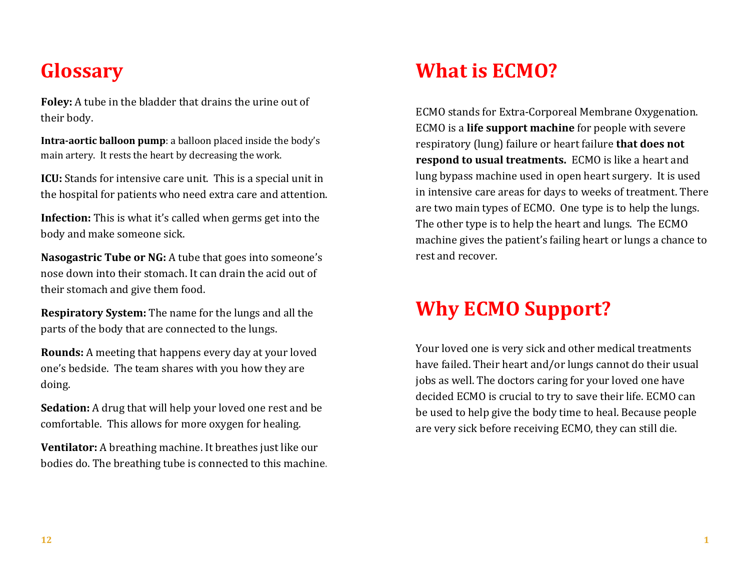# Glossary

**Foley:** A tube in the bladder that drains the urine out of their body.

**Intra-aortic balloon pump**: a balloon placed inside the body's main artery. It rests the heart by decreasing the work.

**ICU:** Stands for intensive care unit. This is a special unit in the hospital for patients who need extra care and attention.

**Infection:** This is what it's called when germs get into the body and make someone sick.

**Nasogastric Tube or NG:** A tube that goes into someone's nose down into their stomach. It can drain the acid out of their stomach and give them food.

**Respiratory System:** The name for the lungs and all the parts of the body that are connected to the lungs.

**Rounds:** A meeting that happens every day at your loved one's bedside. The team shares with you how they are doing.

**Sedation:** A drug that will help your loved one rest and be comfortable. This allows for more oxygen for healing.

**Ventilator:** A breathing machine. It breathes just like our bodies do. The breathing tube is connected to this machine.

# What is ECMO?

ECMO stands for Extra-Corporeal Membrane Oxygenation. ECMO is a **life support machine** for people with severe respiratory (lung) failure or heart failure **that does not respond to usual treatments.** ECMO is like a heart and lung bypass machine used in open heart surgery. It is used in intensive care areas for days to weeks of treatment. There are two main types of ECMO. One type is to help the lungs. The other type is to help the heart and lungs. The ECMO machine gives the patient's failing heart or lungs a chance to rest and recover.

# Why ECMO Support?

Your loved one is very sick and other medical treatments have failed. Their heart and/or lungs cannot do their usual jobs as well. The doctors caring for your loved one have decided ECMO is crucial to try to save their life. ECMO can be used to help give the body time to heal. Because people are very sick before receiving ECMO, they can still die.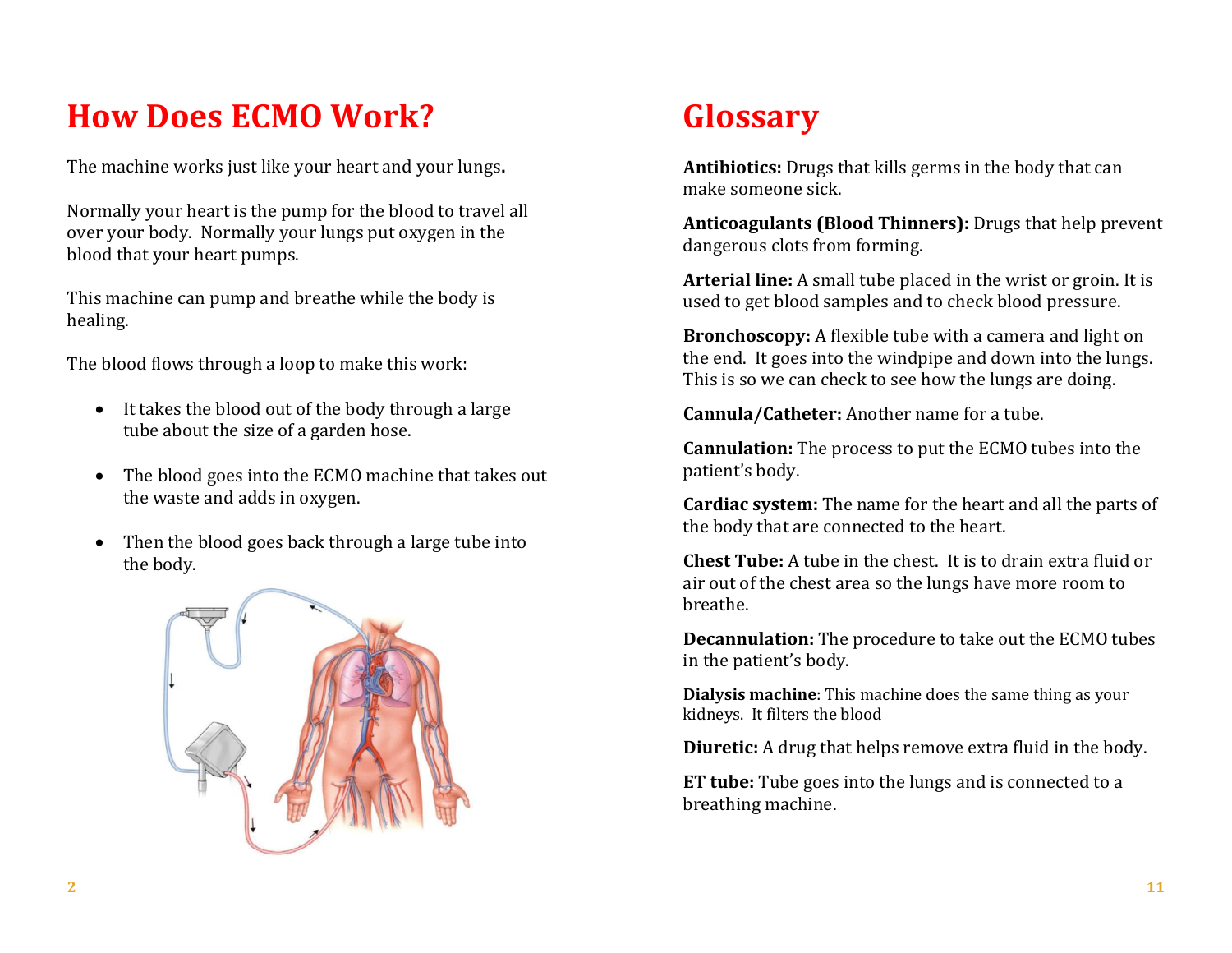# How Does ECMO Work?

The machine works just like your heart and your lungs**.**

Normally your heart is the pump for the blood to travel all over your body. Normally your lungs put oxygen in the blood that your heart pumps.

This machine can pump and breathe while the body is healing.

The blood flows through a loop to make this work:

- It takes the blood out of the body through a large tube about the size of a garden hose.
- The blood goes into the ECMO machine that takes out the waste and adds in oxygen.
- Then the blood goes back through a large tube into the body.

# Glossary

**Antibiotics:** Drugs that kills germs in the body that can make someone sick.

**Anticoagulants (Blood Thinners):** Drugs that help prevent dangerous clots from forming.

**Arterial line:** A small tube placed in the wrist or groin. It is used to get blood samples and to check blood pressure.

**Bronchoscopy:** A flexible tube with a camera and light on the end. It goes into the windpipe and down into the lungs. This is so we can check to see how the lungs are doing.

**Cannula/Catheter:** Another name for a tube.

**Cannulation:** The process to put the ECMO tubes into the patient's body.

**Cardiac system:** The name for the heart and all the parts of the body that are connected to the heart.

**Chest Tube:** A tube in the chest. It is to drain extra fluid or air out of the chest area so the lungs have more room to breathe.

**Decannulation:** The procedure to take out the ECMO tubes in the patient's body.

**Dialysis machine**: This machine does the same thing as your kidneys. It filters the blood

**Diuretic:** A drug that helps remove extra fluid in the body.

**ET tube:** Tube goes into the lungs and is connected to a breathing machine.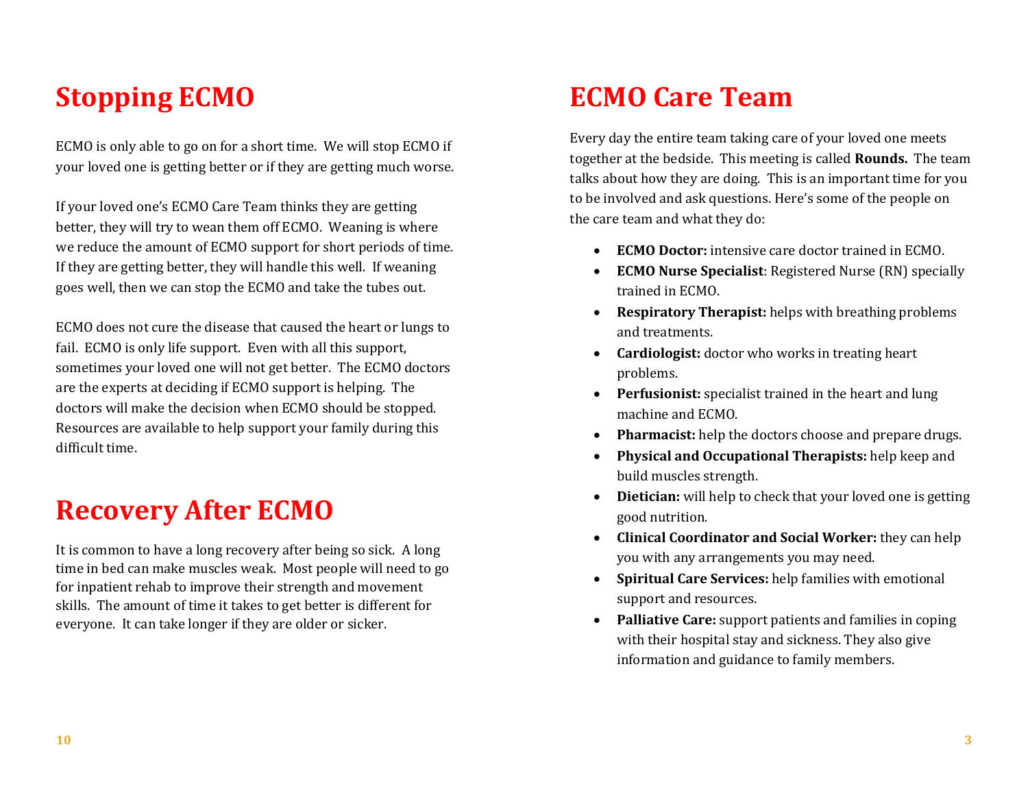# Stopping ECMO

ECMO is only able to go on for a short time. We will stop ECMO if your loved one is getting better or if they are getting much worse.

If your loved one's ECMO Care Team thinks they are getting better, they will try to wean them off ECMO. Weaning is where we reduce the amount of ECMO support for short periods of time. If they are getting better, they will handle this well. If weaning goes well, then we can stop the ECMO and take the tubes out.

ECMO does not cure the disease that caused the heart or lungs to fail. ECMO is only life support. Even with all this support, sometimes your loved one will not get better. The ECMO doctors are the experts at deciding if ECMO support is helping. The doctors will make the decision when ECMO should be stopped. Resources are available to help support your family during this difficult time.

# Recovery After ECMO

It is common to have a long recovery after being so sick. A long time in bed can make muscles weak. Most people will need to go for inpatient rehab to improve their strength and movement skills. The amount of time it takes to get better is different for everyone. It can take longer if they are older or sicker.

# ECMO Care Team

Every day the entire team taking care of your loved one meets together at the bedside. This meeting is called **Rounds.** The team talks about how they are doing. This is an important time for you to be involved and ask questions. Here's some of the people on the care team and what they do:

- **ECMO Doctor:** intensive care doctor trained in ECMO.
- **ECMO Nurse Specialist**: Registered Nurse (RN) specially trained in ECMO.
- **Respiratory Therapist:** helps with breathing problems and treatments.
- **Cardiologist:** doctor who works in treating heart problems.
- **Perfusionist:** specialist trained in the heart and lung machine and ECMO.
- **Pharmacist:** help the doctors choose and prepare drugs.
- **Physical and Occupational Therapists:** help keep and build muscles strength.
- **Dietician:** will help to check that your loved one is getting good nutrition.
- **Clinical Coordinator and Social Worker:** they can help you with any arrangements you may need.
- **Spiritual Care Services:** help families with emotional support and resources.
- **Palliative Care:** support patients and families in coping with their hospital stay and sickness. They also give information and guidance to family members.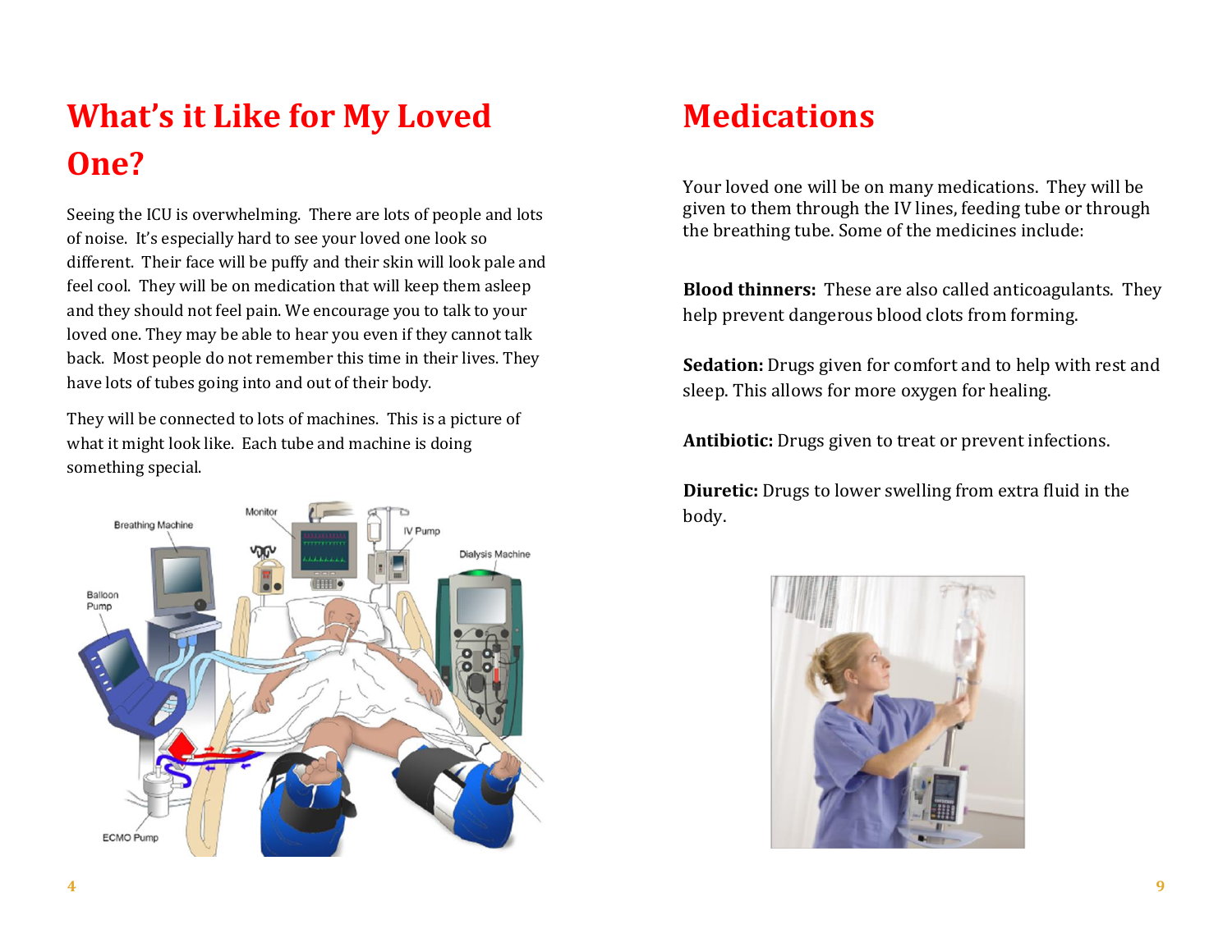# What's it Like for My Loved One?

Seeing the ICU is overwhelming. There are lots of people and lots of noise. It's especially hard to see your loved one look so different. Their face will be puffy and their skin will look pale and feel cool. They will be on medication that will keep them asleep and they should not feel pain. We encourage you to talk to your loved one. They may be able to hear you even if they cannot talk back. Most people do not remember this time in their lives. They have lots of tubes going into and out of their body.

They will be connected to lots of machines. This is a picture of what it might look like. Each tube and machine is doing something special.

# Medications

Your loved one will be on many medications. They will be given to them through the IV lines, feeding tube or through the breathing tube. Some of the medicines include:

**Blood thinners:** These are also called anticoagulants. They help prevent dangerous blood clots from forming.

**Sedation:** Drugs given for comfort and to help with rest and sleep. This allows for more oxygen for healing.

**Antibiotic:** Drugs given to treat or prevent infections.

**Diuretic:** Drugs to lower swelling from extra fluid in the body.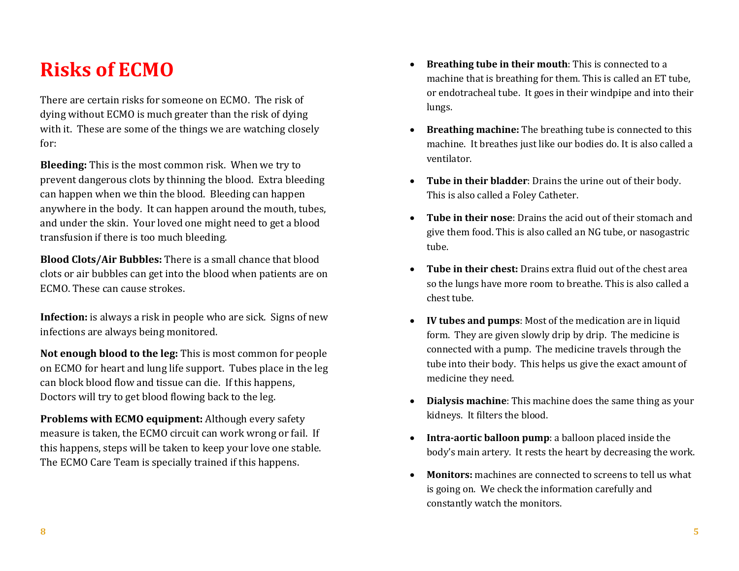# Risks of ECMO

There are certain risks for someone on ECMO. The risk of dying without ECMO is much greater than the risk of dying with it. These are some of the things we are watching closely for:

**Bleeding:** This is the most common risk. When we try to prevent dangerous clots by thinning the blood. Extra bleeding can happen when we thin the blood. Bleeding can happen anywhere in the body. It can happen around the mouth, tubes, and under the skin. Your loved one might need to get a blood transfusion if there is too much bleeding.

**Blood Clots/Air Bubbles:** There is a small chance that blood clots or air bubbles can get into the blood when patients are on ECMO. These can cause strokes.

**Infection:** is always a risk in people who are sick. Signs of new infections are always being monitored.

**Not enough blood to the leg:** This is most common for people on ECMO for heart and lung life support. Tubes place in the leg can block blood flow and tissue can die. If this happens, Doctors will try to get blood flowing back to the leg.

**Problems with ECMO equipment:** Although every safety measure is taken, the ECMO circuit can work wrong or fail. If this happens, steps will be taken to keep your love one stable. The ECMO Care Team is specially trained if this happens.

- **Breathing tube in their mouth**: This is connected to a machine that is breathing for them. This is called an ET tube, or endotracheal tube. It goes in their windpipe and into their lungs.
- **Breathing machine:** The breathing tube is connected to this machine. It breathes just like our bodies do. It is also called a ventilator.
- **Tube in their bladder**: Drains the urine out of their body. This is also called a Foley Catheter.
- **Tube in their nose**: Drains the acid out of their stomach and give them food. This is also called an NG tube, or nasogastric tube.
- **Tube in their chest:** Drains extra fluid out of the chest area so the lungs have more room to breathe. This is also called a chest tube.
- **IV tubes and pumps**: Most of the medication are in liquid form. They are given slowly drip by drip. The medicine is connected with a pump. The medicine travels through the tube into their body. This helps us give the exact amount of medicine they need.
- **Dialysis machine**: This machine does the same thing as your kidneys. It filters the blood.
- **Intra-aortic balloon pump**: a balloon placed inside the body's main artery. It rests the heart by decreasing the work.
- **Monitors:** machines are connected to screens to tell us what is going on. We check the information carefully and constantly watch the monitors.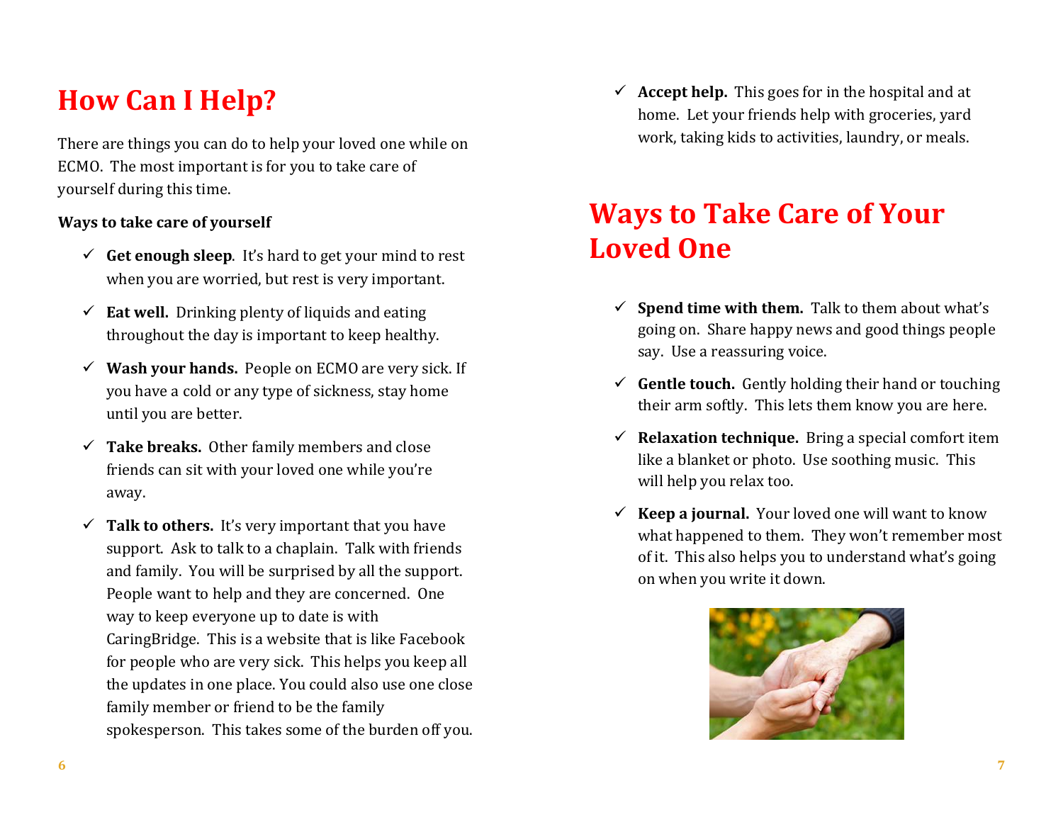# How Can I Help?

There are things you can do to help your loved one while on ECMO. The most important is for you to take care of yourself during this time.

**Ways to take care of yourself**

- ✓ **Get enough sleep**. It's hard to get your mind to rest when you are worried, but rest is very important.
- ✓ **Eat well.** Drinking plenty of liquids and eating throughout the day is important to keep healthy.
- ✓ **Wash your hands.** People on ECMO are very sick. If you have a cold or any type of sickness, stay home until you are better.
- ✓ **Take breaks.** Other family members and close friends can sit with your loved one while you're away.
- ✓ **Talk to others.** It's very important that you have support. Ask to talk to a chaplain. Talk with friends and family. You will be surprised by all the support. People want to help and they are concerned. One way to keep everyone up to date is with CaringBridge. This is a website that is like Facebook for people who are very sick. This helps you keep all the updates in one place. You could also use one close family member or friend to be the family spokesperson. This takes some of the burden off you.
- ✓ **Accept help.** This goes for in the hospital and at home. Let your friends help with groceries, yard work, taking kids to activities, laundry, or meals.

# Ways to Take Care of Your Loved One

- ✓ **Spend time with them.** Talk to them about what's going on. Share happy news and good things people say. Use a reassuring voice.
- ✓ **Gentle touch.** Gently holding their hand or touching their arm softly. This lets them know you are here.
- ✓ **Relaxation technique.** Bring a special comfort item like a blanket or photo. Use soothing music. This will help you relax too.
- ✓ **Keep a journal.** Your loved one will want to know what happened to them. They won't remember most of it. This also helps you to understand what's going on when you write it down.